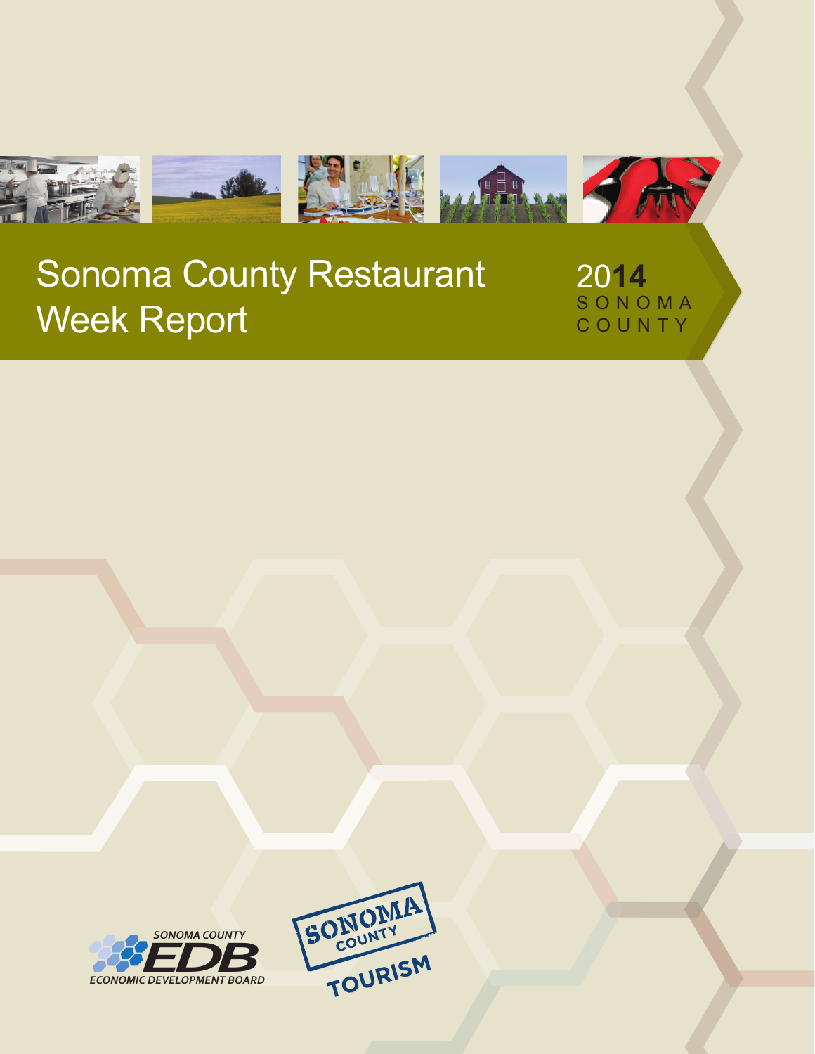# Sonoma County Restaurant Week Report

2014 SONOMA COUNTY

SONOMA COUNTY EDB ECONOMIC DEVELOPMENT BOARD

SONOMA COUNTY TOURISM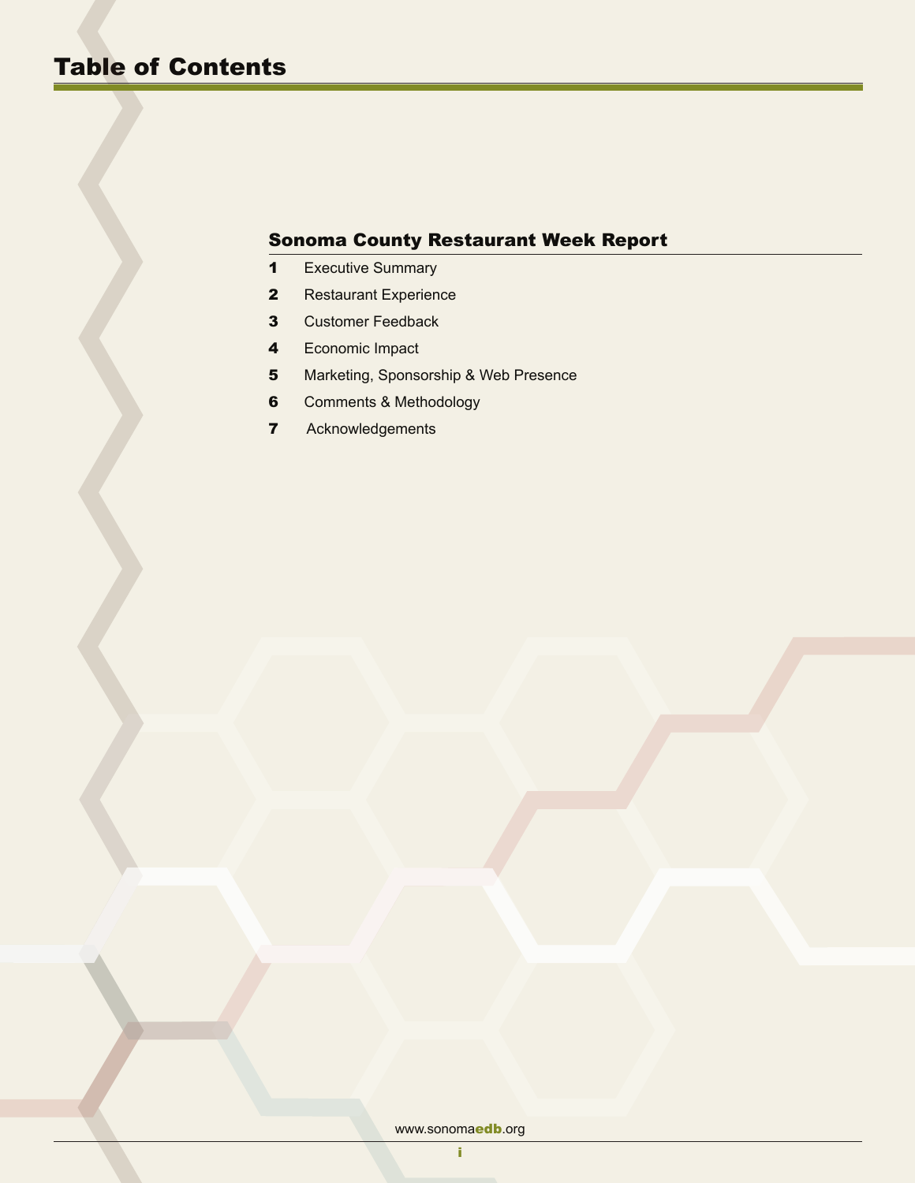# Table of Contents

## Sonoma County Restaurant Week Report

1 Executive Summary

2 Restaurant Experience

3 Customer Feedback

4 Economic Impact

5 Marketing, Sponsorship & Web Presence

6 Comments & Methodology

7 Acknowledgements

www.sonomaedb.org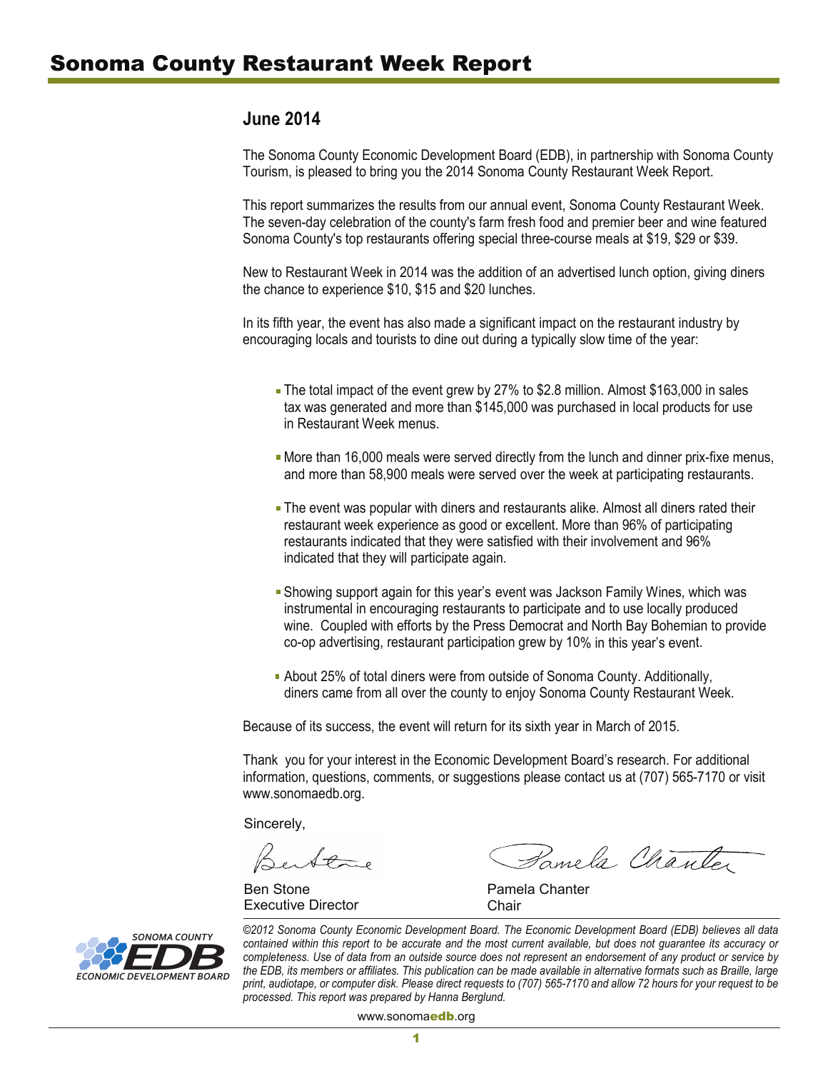# Sonoma County Restaurant Week Report

## June 2014

The Sonoma County Economic Development Board (EDB), in partnership with Sonoma County Tourism, is pleased to bring you the 2014 Sonoma County Restaurant Week Report.

This report summarizes the results from our annual event, Sonoma County Restaurant Week. The seven-day celebration of the county's farm fresh food and premier beer and wine featured Sonoma County's top restaurants offering special three-course meals at $19, $29 or $39.

New to Restaurant Week in 2014 was the addition of an advertised lunch option, giving diners the chance to experience $10, $15 and $20 lunches.

In its fifth year, the event has also made a significant impact on the restaurant industry by encouraging locals and tourists to dine out during a typically slow time of the year:

- The total impact of the event grew by 27% to $2.8 million. Almost $163,000 in sales tax was generated and more than $145,000 was purchased in local products for use in Restaurant Week menus.
- More than 16,000 meals were served directly from the lunch and dinner prix-fixe menus, and more than 58,900 meals were served over the week at participating restaurants.
- The event was popular with diners and restaurants alike. Almost all diners rated their restaurant week experience as good or excellent. More than 96% of participating restaurants indicated that they were satisfied with their involvement and 96% indicated that they will participate again.
- Showing support again for this year's event was Jackson Family Wines, which was instrumental in encouraging restaurants to participate and to use locally produced wine. Coupled with efforts by the Press Democrat and North Bay Bohemian to provide co-op advertising, restaurant participation grew by 10% in this year's event.
- About 25% of total diners were from outside of Sonoma County. Additionally, diners came from all over the county to enjoy Sonoma County Restaurant Week.

Because of its success, the event will return for its sixth year in March of 2015.

Thank you for your interest in the Economic Development Board's research. For additional information, questions, comments, or suggestions please contact us at (707) 565-7170 or visit www.sonomaedb.org.

Sincerely,

Ben Stone
Executive Director

Pamela Chanter
Chair

*©2012 Sonoma County Economic Development Board. The Economic Development Board (EDB) believes all data contained within this report to be accurate and the most current available, but does not guarantee its accuracy or completeness. Use of data from an outside source does not represent an endorsement of any product or service by the EDB, its members or affiliates. This publication can be made available in alternative formats such as Braille, large print, audiotape, or computer disk. Please direct requests to (707) 565-7170 and allow 72 hours for your request to be processed. This report was prepared by Hanna Berglund.*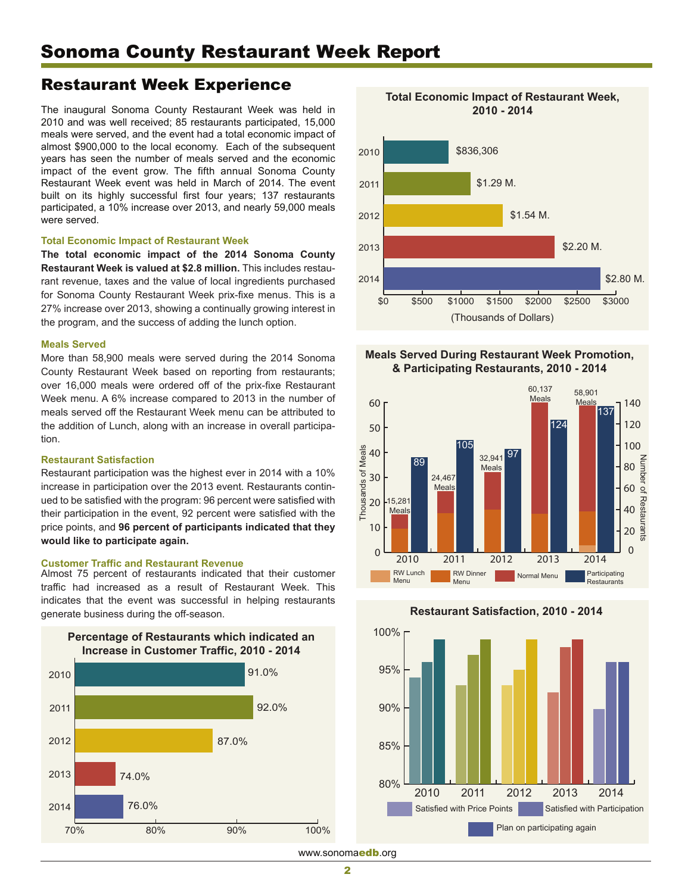# Sonoma County Restaurant Week Report

## Restaurant Week Experience

The inaugural Sonoma County Restaurant Week was held in 2010 and was well received; 85 restaurants participated, 15,000 meals were served, and the event had a total economic impact of almost $900,000 to the local economy. Each of the subsequent years has seen the number of meals served and the economic impact of the event grow. The fifth annual Sonoma County Restaurant Week event was held in March of 2014. The event built on its highly successful first four years; 137 restaurants participated, a 10% increase over 2013, and nearly 59,000 meals were served.

### Total Economic Impact of Restaurant Week

**The total economic impact of the 2014 Sonoma County Restaurant Week is valued at $2.8 million.** This includes restaurant revenue, taxes and the value of local ingredients purchased for Sonoma County Restaurant Week prix-fixe menus. This is a 27% increase over 2013, showing a continually growing interest in the program, and the success of adding the lunch option.

### Meals Served

More than 58,900 meals were served during the 2014 Sonoma County Restaurant Week based on reporting from restaurants; over 16,000 meals were ordered off of the prix-fixe Restaurant Week menu. A 6% increase compared to 2013 in the number of meals served off the Restaurant Week menu can be attributed to the addition of Lunch, along with an increase in overall participation.

### Restaurant Satisfaction

Restaurant participation was the highest ever in 2014 with a 10% increase in participation over the 2013 event. Restaurants continued to be satisfied with the program: 96 percent were satisfied with their participation in the event, 92 percent were satisfied with the price points, and **96 percent of participants indicated that they would like to participate again.**

### Customer Traffic and Restaurant Revenue

Almost 75 percent of restaurants indicated that their customer traffic had increased as a result of Restaurant Week. This indicates that the event was successful in helping restaurants generate business during the off-season.

**Percentage of Restaurants which indicated an Increase in Customer Traffic, 2010 - 2014**

| Year | Percentage |
|---|---|
| 2010 | 91.0% |
| 2011 | 92.0% |
| 2012 | 87.0% |
| 2013 | 74.0% |
| 2014 | 76.0% |

**Total Economic Impact of Restaurant Week, 2010 - 2014**

| Year | Total Economic Impact |
|---|---|
| 2010 | $836,306 |
| 2011 | $1.29 M. |
| 2012 | $1.54 M. |
| 2013 | $2.20 M. |
| 2014 | $2.80 M. |

(Thousands of Dollars)

**Meals Served During Restaurant Week Promotion, & Participating Restaurants, 2010 - 2014**

| Year | Meals Served | Participating Restaurants |
|---|---|---|
| 2010 | 15,281 | 89 |
| 2011 | 24,467 | 105 |
| 2012 | 32,941 | 97 |
| 2013 | 60,137 | 124 |
| 2014 | 58,901 | 137 |

Legend: RW Lunch Menu, RW Dinner Menu, Normal Menu, Participating Restaurants

**Restaurant Satisfaction, 2010 - 2014**

Legend: Satisfied with Price Points, Satisfied with Participation, Plan on participating again

www.sonomaedb.org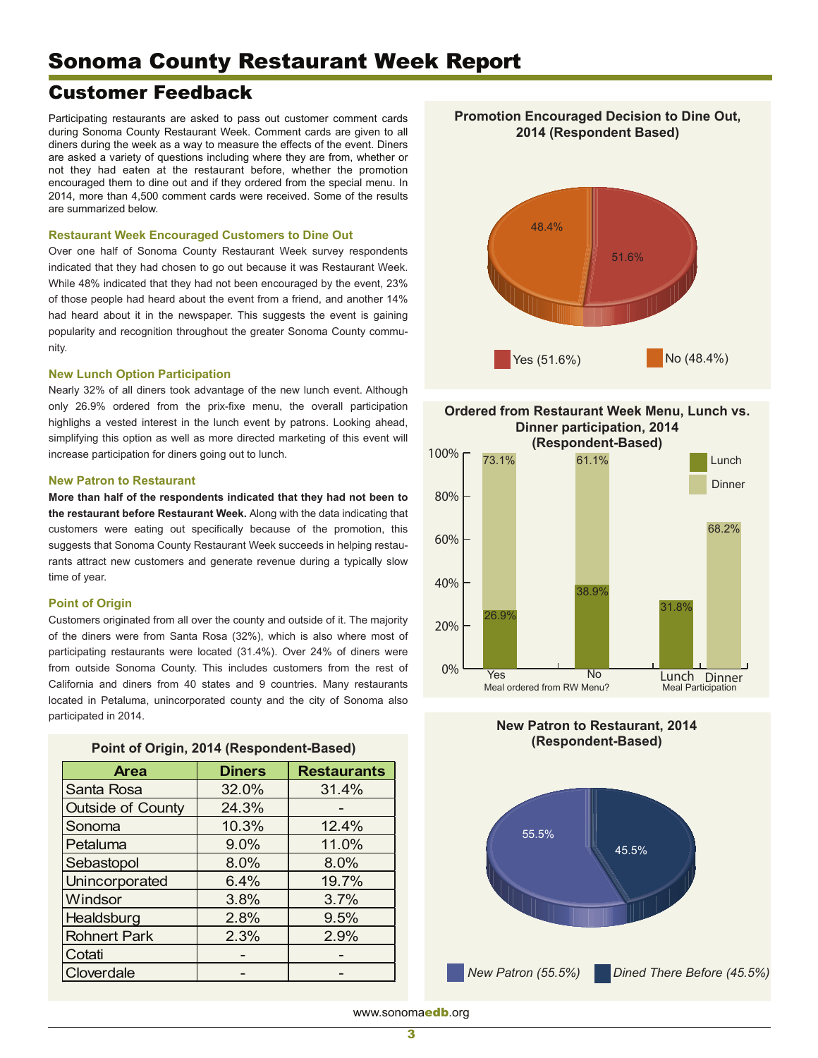# Sonoma County Restaurant Week Report

## Customer Feedback

Participating restaurants are asked to pass out customer comment cards during Sonoma County Restaurant Week. Comment cards are given to all diners during the week as a way to measure the effects of the event. Diners are asked a variety of questions including where they are from, whether or not they had eaten at the restaurant before, whether the promotion encouraged them to dine out and if they ordered from the special menu. In 2014, more than 4,500 comment cards were received. Some of the results are summarized below.

### Restaurant Week Encouraged Customers to Dine Out

Over one half of Sonoma County Restaurant Week survey respondents indicated that they had chosen to go out because it was Restaurant Week. While 48% indicated that they had not been encouraged by the event, 23% of those people had heard about the event from a friend, and another 14% had heard about it in the newspaper. This suggests the event is gaining popularity and recognition throughout the greater Sonoma County community.

### New Lunch Option Participation

Nearly 32% of all diners took advantage of the new lunch event. Although only 26.9% ordered from the prix-fixe menu, the overall participation highlighs a vested interest in the lunch event by patrons. Looking ahead, simplifying this option as well as more directed marketing of this event will increase participation for diners going out to lunch.

### New Patron to Restaurant

**More than half of the respondents indicated that they had not been to the restaurant before Restaurant Week.** Along with the data indicating that customers were eating out specifically because of the promotion, this suggests that Sonoma County Restaurant Week succeeds in helping restaurants attract new customers and generate revenue during a typically slow time of year.

### Point of Origin

Customers originated from all over the county and outside of it. The majority of the diners were from Santa Rosa (32%), which is also where most of participating restaurants were located (31.4%). Over 24% of diners were from outside Sonoma County. This includes customers from the rest of California and diners from 40 states and 9 countries. Many restaurants located in Petaluma, unincorporated county and the city of Sonoma also participated in 2014.

**Point of Origin, 2014 (Respondent-Based)**

| Area | Diners | Restaurants |
|---|---|---|
| Santa Rosa | 32.0% | 31.4% |
| Outside of County | 24.3% | - |
| Sonoma | 10.3% | 12.4% |
| Petaluma | 9.0% | 11.0% |
| Sebastopol | 8.0% | 8.0% |
| Unincorporated | 6.4% | 19.7% |
| Windsor | 3.8% | 3.7% |
| Healdsburg | 2.8% | 9.5% |
| Rohnert Park | 2.3% | 2.9% |
| Cotati | - | - |
| Cloverdale | - | - |

**Promotion Encouraged Decision to Dine Out, 2014 (Respondent Based)**

| Response | Share |
|---|---|
| Yes | 51.6% |
| No | 48.4% |

**Ordered from Restaurant Week Menu, Lunch vs. Dinner participation, 2014 (Respondent-Based)**

| | Lunch | Dinner |
|---|---|---|
| Meal ordered from RW Menu? – Yes | 26.9% | 73.1% |
| Meal ordered from RW Menu? – No | 38.9% | 61.1% |
| Meal Participation | 31.8% | 68.2% |

**New Patron to Restaurant, 2014 (Respondent-Based)**

| Response | Share |
|---|---|
| New Patron | 55.5% |
| Dined There Before | 45.5% |

www.sonomaedb.org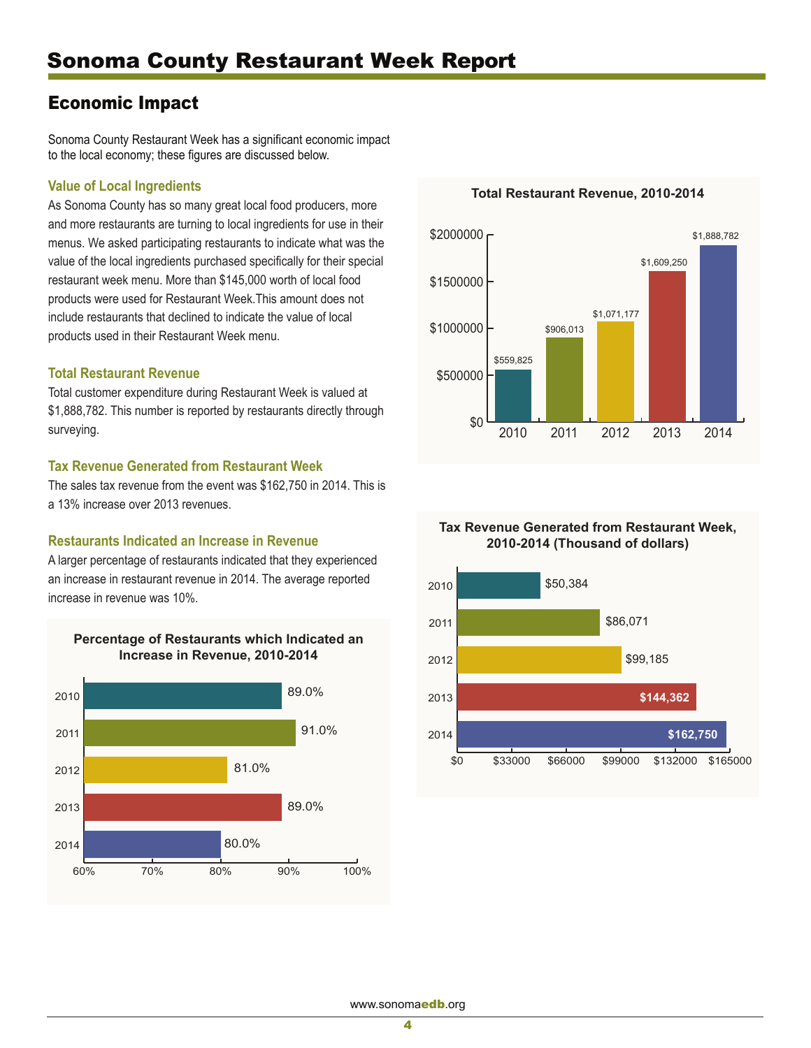# Sonoma County Restaurant Week Report

## Economic Impact

Sonoma County Restaurant Week has a significant economic impact to the local economy; these figures are discussed below.

### Value of Local Ingredients

As Sonoma County has so many great local food producers, more and more restaurants are turning to local ingredients for use in their menus. We asked participating restaurants to indicate what was the value of the local ingredients purchased specifically for their special restaurant week menu. More than $145,000 worth of local food products were used for Restaurant Week.This amount does not include restaurants that declined to indicate the value of local products used in their Restaurant Week menu.

### Total Restaurant Revenue

Total customer expenditure during Restaurant Week is valued at $1,888,782. This number is reported by restaurants directly through surveying.

### Tax Revenue Generated from Restaurant Week

The sales tax revenue from the event was $162,750 in 2014. This is a 13% increase over 2013 revenues.

### Restaurants Indicated an Increase in Revenue

A larger percentage of restaurants indicated that they experienced an increase in restaurant revenue in 2014. The average reported increase in revenue was 10%.

**Percentage of Restaurants which Indicated an Increase in Revenue, 2010-2014**

| Year | Percentage |
|---|---|
| 2010 | 89.0% |
| 2011 | 91.0% |
| 2012 | 81.0% |
| 2013 | 89.0% |
| 2014 | 80.0% |

**Total Restaurant Revenue, 2010-2014**

| Year | Revenue |
|---|---|
| 2010 | $559,825 |
| 2011 | $906,013 |
| 2012 | $1,071,177 |
| 2013 | $1,609,250 |
| 2014 | $1,888,782 |

**Tax Revenue Generated from Restaurant Week, 2010-2014 (Thousand of dollars)**

| Year | Tax Revenue |
|---|---|
| 2010 | $50,384 |
| 2011 | $86,071 |
| 2012 | $99,185 |
| 2013 | $144,362 |
| 2014 | $162,750 |

www.sonomaedb.org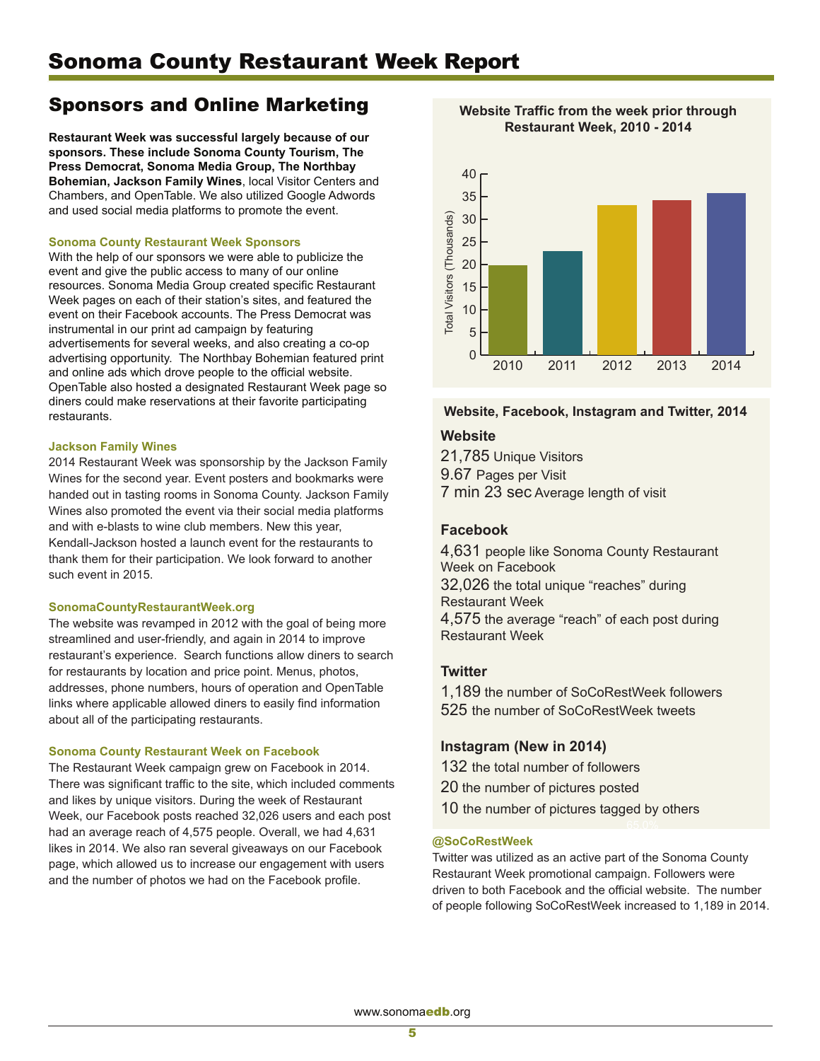# Sonoma County Restaurant Week Report

## Sponsors and Online Marketing

**Restaurant Week was successful largely because of our sponsors. These include Sonoma County Tourism, The Press Democrat, Sonoma Media Group, The Northbay Bohemian, Jackson Family Wines**, local Visitor Centers and Chambers, and OpenTable. We also utilized Google Adwords and used social media platforms to promote the event.

### Sonoma County Restaurant Week Sponsors

With the help of our sponsors we were able to publicize the event and give the public access to many of our online resources. Sonoma Media Group created specific Restaurant Week pages on each of their station's sites, and featured the event on their Facebook accounts. The Press Democrat was instrumental in our print ad campaign by featuring advertisements for several weeks, and also creating a co-op advertising opportunity. The Northbay Bohemian featured print and online ads which drove people to the official website. OpenTable also hosted a designated Restaurant Week page so diners could make reservations at their favorite participating restaurants.

### Jackson Family Wines

2014 Restaurant Week was sponsorship by the Jackson Family Wines for the second year. Event posters and bookmarks were handed out in tasting rooms in Sonoma County. Jackson Family Wines also promoted the event via their social media platforms and with e-blasts to wine club members. New this year, Kendall-Jackson hosted a launch event for the restaurants to thank them for their participation. We look forward to another such event in 2015.

### SonomaCountyRestaurantWeek.org

The website was revamped in 2012 with the goal of being more streamlined and user-friendly, and again in 2014 to improve restaurant's experience. Search functions allow diners to search for restaurants by location and price point. Menus, photos, addresses, phone numbers, hours of operation and OpenTable links where applicable allowed diners to easily find information about all of the participating restaurants.

### Sonoma County Restaurant Week on Facebook

The Restaurant Week campaign grew on Facebook in 2014. There was significant traffic to the site, which included comments and likes by unique visitors. During the week of Restaurant Week, our Facebook posts reached 32,026 users and each post had an average reach of 4,575 people. Overall, we had 4,631 likes in 2014. We also ran several giveaways on our Facebook page, which allowed us to increase our engagement with users and the number of photos we had on the Facebook profile.

**Website Traffic from the week prior through Restaurant Week, 2010 - 2014**

| Year | Total Visitors (Thousands) |
|---|---|
| 2010 | ~20 |
| 2011 | ~23 |
| 2012 | ~33 |
| 2013 | ~34 |
| 2014 | ~36 |

**Website, Facebook, Instagram and Twitter, 2014**

**Website**

21,785 Unique Visitors
9.67 Pages per Visit
7 min 23 sec Average length of visit

**Facebook**

4,631 people like Sonoma County Restaurant Week on Facebook
32,026 the total unique "reaches" during Restaurant Week
4,575 the average "reach" of each post during Restaurant Week

**Twitter**

1,189 the number of SoCoRestWeek followers
525 the number of SoCoRestWeek tweets

**Instagram (New in 2014)**

132 the total number of followers
20 the number of pictures posted
10 the number of pictures tagged by others

### @SoCoRestWeek

Twitter was utilized as an active part of the Sonoma County Restaurant Week promotional campaign. Followers were driven to both Facebook and the official website. The number of people following SoCoRestWeek increased to 1,189 in 2014.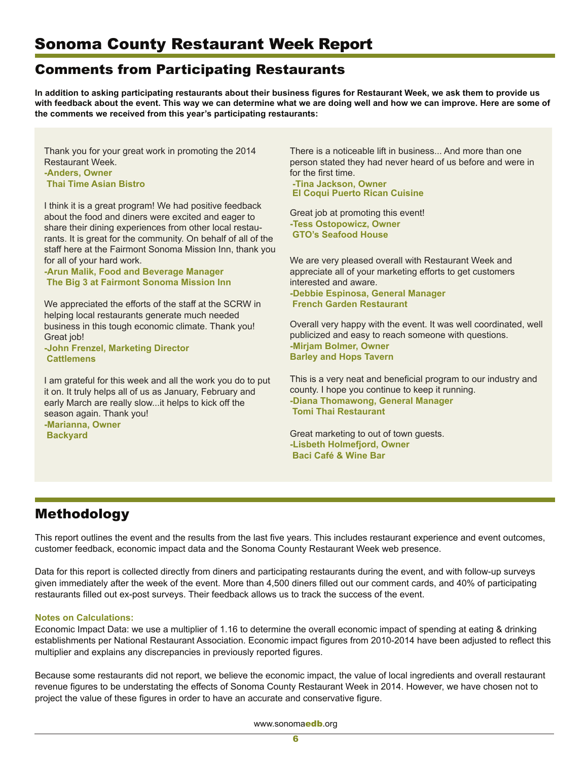# Sonoma County Restaurant Week Report

## Comments from Participating Restaurants

**In addition to asking participating restaurants about their business figures for Restaurant Week, we ask them to provide us with feedback about the event. This way we can determine what we are doing well and how we can improve. Here are some of the comments we received from this year's participating restaurants:**

Thank you for your great work in promoting the 2014 Restaurant Week.
**-Anders, Owner**
**Thai Time Asian Bistro**

I think it is a great program! We had positive feedback about the food and diners were excited and eager to share their dining experiences from other local restaurants. It is great for the community. On behalf of all of the staff here at the Fairmont Sonoma Mission Inn, thank you for all of your hard work.
**-Arun Malik, Food and Beverage Manager**
**The Big 3 at Fairmont Sonoma Mission Inn**

We appreciated the efforts of the staff at the SCRW in helping local restaurants generate much needed business in this tough economic climate. Thank you! Great job!
**-John Frenzel, Marketing Director**
**Cattlemens**

I am grateful for this week and all the work you do to put it on. It truly helps all of us as January, February and early March are really slow...it helps to kick off the season again. Thank you!
**-Marianna, Owner**
**Backyard**

There is a noticeable lift in business... And more than one person stated they had never heard of us before and were in for the first time.
**-Tina Jackson, Owner**
**El Coqui Puerto Rican Cuisine**

Great job at promoting this event!
**-Tess Ostopowicz, Owner**
**GTO's Seafood House**

We are very pleased overall with Restaurant Week and appreciate all of your marketing efforts to get customers interested and aware.
**-Debbie Espinosa, General Manager**
**French Garden Restaurant**

Overall very happy with the event. It was well coordinated, well publicized and easy to reach someone with questions.
**-Mirjam Bolmer, Owner**
**Barley and Hops Tavern**

This is a very neat and beneficial program to our industry and county. I hope you continue to keep it running.
**-Diana Thomawong, General Manager**
**Tomi Thai Restaurant**

Great marketing to out of town guests.
**-Lisbeth Holmefjord, Owner**
**Baci Café & Wine Bar**

## Methodology

This report outlines the event and the results from the last five years. This includes restaurant experience and event outcomes, customer feedback, economic impact data and the Sonoma County Restaurant Week web presence.

Data for this report is collected directly from diners and participating restaurants during the event, and with follow-up surveys given immediately after the week of the event. More than 4,500 diners filled out our comment cards, and 40% of participating restaurants filled out ex-post surveys. Their feedback allows us to track the success of the event.

**Notes on Calculations:**

Economic Impact Data: we use a multiplier of 1.16 to determine the overall economic impact of spending at eating & drinking establishments per National Restaurant Association. Economic impact figures from 2010-2014 have been adjusted to reflect this multiplier and explains any discrepancies in previously reported figures.

Because some restaurants did not report, we believe the economic impact, the value of local ingredients and overall restaurant revenue figures to be understating the effects of Sonoma County Restaurant Week in 2014. However, we have chosen not to project the value of these figures in order to have an accurate and conservative figure.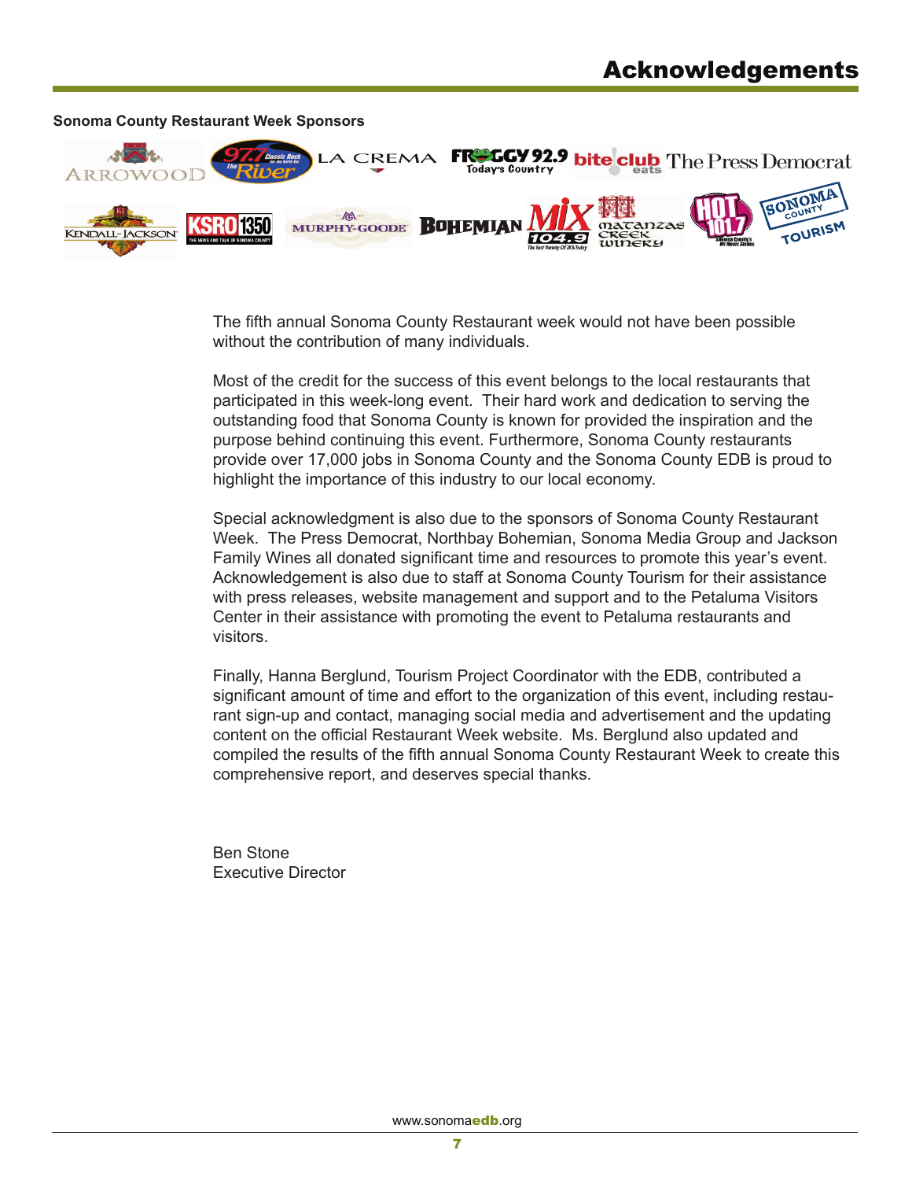# Acknowledgements

**Sonoma County Restaurant Week Sponsors**

The fifth annual Sonoma County Restaurant week would not have been possible without the contribution of many individuals.

Most of the credit for the success of this event belongs to the local restaurants that participated in this week-long event. Their hard work and dedication to serving the outstanding food that Sonoma County is known for provided the inspiration and the purpose behind continuing this event. Furthermore, Sonoma County restaurants provide over 17,000 jobs in Sonoma County and the Sonoma County EDB is proud to highlight the importance of this industry to our local economy.

Special acknowledgment is also due to the sponsors of Sonoma County Restaurant Week. The Press Democrat, Northbay Bohemian, Sonoma Media Group and Jackson Family Wines all donated significant time and resources to promote this year's event. Acknowledgement is also due to staff at Sonoma County Tourism for their assistance with press releases, website management and support and to the Petaluma Visitors Center in their assistance with promoting the event to Petaluma restaurants and visitors.

Finally, Hanna Berglund, Tourism Project Coordinator with the EDB, contributed a significant amount of time and effort to the organization of this event, including restaurant sign-up and contact, managing social media and advertisement and the updating content on the official Restaurant Week website. Ms. Berglund also updated and compiled the results of the fifth annual Sonoma County Restaurant Week to create this comprehensive report, and deserves special thanks.

Ben Stone
Executive Director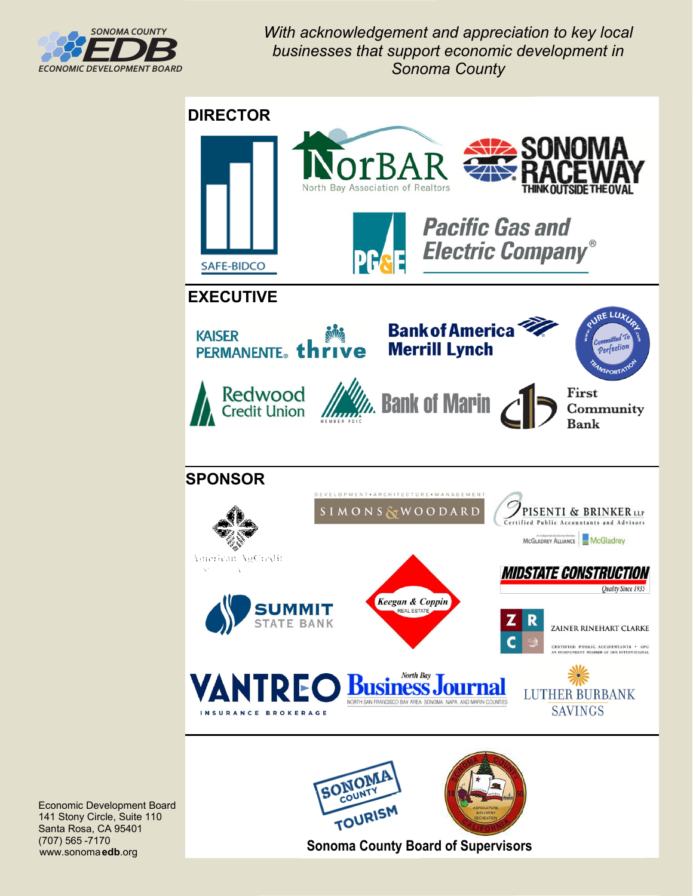SONOMA COUNTY EDB ECONOMIC DEVELOPMENT BOARD

*With acknowledgement and appreciation to key local businesses that support economic development in Sonoma County*

## DIRECTOR

SAFE-BIDCO

NorBAR North Bay Association of Realtors

SONOMA RACEWAY THINK OUTSIDE THE OVAL

PG&E Pacific Gas and Electric Company®

## EXECUTIVE

KAISER PERMANENTE® thrive

Bank of America Merrill Lynch

Pure Luxury Transportation – Committed To Perfection

Redwood Credit Union

Bank of Marin MEMBER FDIC

First Community Bank

## SPONSOR

American AgCredit

DEVELOPMENT • ARCHITECTURE • MANAGEMENT SIMONS & WOODARD

PISENTI & BRINKER LLP Certified Public Accountants and Advisors – McGladrey Alliance | McGladrey

MIDSTATE CONSTRUCTION Quality Since 1935

SUMMIT STATE BANK

Keegan & Coppin REAL ESTATE

ZRC ZAINER RINEHART CLARKE CERTIFIED PUBLIC ACCOUNTANTS • APC AN INDEPENDENT MEMBER OF DFK INTERNATIONAL

VANTREO INSURANCE BROKERAGE

North Bay Business Journal NORTH SAN FRANCISCO BAY AREA: SONOMA, NAPA, AND MARIN COUNTIES

LUTHER BURBANK SAVINGS

---

SONOMA COUNTY TOURISM

**Sonoma County Board of Supervisors**

Economic Development Board
141 Stony Circle, Suite 110
Santa Rosa, CA 95401
(707) 565 -7170
www.sonoma**edb**.org